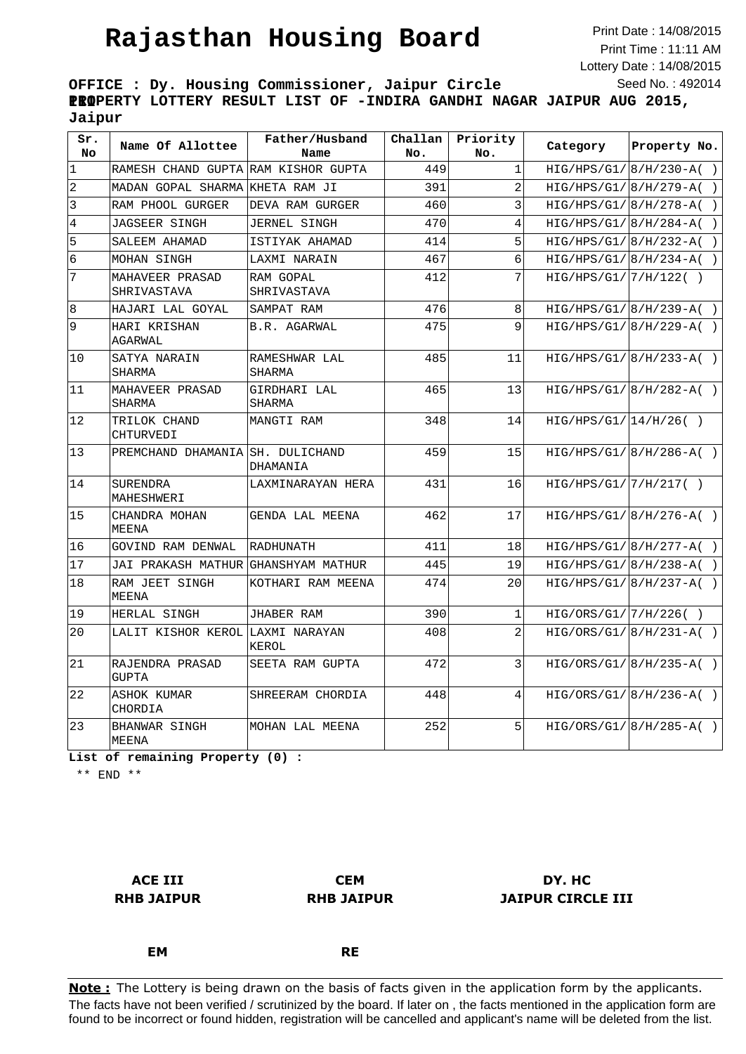# Rajasthan Housing Board

Print Date : 14/08/2015
Print Time : 11:11 AM
Lottery Date : 14/08/2015
Seed No. : 492014

**OFFICE : Dy. Housing Commissioner, Jaipur Circle III**
**PROPERTY LOTTERY RESULT LIST OF -INDIRA GANDHI NAGAR JAIPUR AUG 2015, Jaipur**

| Sr. No | Name Of Allottee | Father/Husband Name | Challan No. | Priority No. | Category | Property No. |
|---|---|---|---|---|---|---|
| 1 | RAMESH CHAND GUPTA | RAM KISHOR GUPTA | 449 | 1 | HIG/HPS/G1/ | 8/H/230-A( ) |
| 2 | MADAN GOPAL SHARMA | KHETA RAM JI | 391 | 2 | HIG/HPS/G1/ | 8/H/279-A( ) |
| 3 | RAM PHOOL GURGER | DEVA RAM GURGER | 460 | 3 | HIG/HPS/G1/ | 8/H/278-A( ) |
| 4 | JAGSEER SINGH | JERNEL SINGH | 470 | 4 | HIG/HPS/G1/ | 8/H/284-A( ) |
| 5 | SALEEM AHAMAD | ISTIYAK AHAMAD | 414 | 5 | HIG/HPS/G1/ | 8/H/232-A( ) |
| 6 | MOHAN SINGH | LAXMI NARAIN | 467 | 6 | HIG/HPS/G1/ | 8/H/234-A( ) |
| 7 | MAHAVEER PRASAD SHRIVASTAVA | RAM GOPAL SHRIVASTAVA | 412 | 7 | HIG/HPS/G1/ | 7/H/122( ) |
| 8 | HAJARI LAL GOYAL | SAMPAT RAM | 476 | 8 | HIG/HPS/G1/ | 8/H/239-A( ) |
| 9 | HARI KRISHAN AGARWAL | B.R. AGARWAL | 475 | 9 | HIG/HPS/G1/ | 8/H/229-A( ) |
| 10 | SATYA NARAIN SHARMA | RAMESHWAR LAL SHARMA | 485 | 11 | HIG/HPS/G1/ | 8/H/233-A( ) |
| 11 | MAHAVEER PRASAD SHARMA | GIRDHARI LAL SHARMA | 465 | 13 | HIG/HPS/G1/ | 8/H/282-A( ) |
| 12 | TRILOK CHAND CHTURVEDI | MANGTI RAM | 348 | 14 | HIG/HPS/G1/ | 14/H/26( ) |
| 13 | PREMCHAND DHAMANIA | SH. DULICHAND DHAMANIA | 459 | 15 | HIG/HPS/G1/ | 8/H/286-A( ) |
| 14 | SURENDRA MAHESHWERI | LAXMINARAYAN HERA | 431 | 16 | HIG/HPS/G1/ | 7/H/217( ) |
| 15 | CHANDRA MOHAN MEENA | GENDA LAL MEENA | 462 | 17 | HIG/HPS/G1/ | 8/H/276-A( ) |
| 16 | GOVIND RAM DENWAL | RADHUNATH | 411 | 18 | HIG/HPS/G1/ | 8/H/277-A( ) |
| 17 | JAI PRAKASH MATHUR | GHANSHYAM MATHUR | 445 | 19 | HIG/HPS/G1/ | 8/H/238-A( ) |
| 18 | RAM JEET SINGH MEENA | KOTHARI RAM MEENA | 474 | 20 | HIG/HPS/G1/ | 8/H/237-A( ) |
| 19 | HERLAL SINGH | JHABER RAM | 390 | 1 | HIG/ORS/G1/ | 7/H/226( ) |
| 20 | LALIT KISHOR KEROL | LAXMI NARAYAN KEROL | 408 | 2 | HIG/ORS/G1/ | 8/H/231-A( ) |
| 21 | RAJENDRA PRASAD GUPTA | SEETA RAM GUPTA | 472 | 3 | HIG/ORS/G1/ | 8/H/235-A( ) |
| 22 | ASHOK KUMAR CHORDIA | SHREERAM CHORDIA | 448 | 4 | HIG/ORS/G1/ | 8/H/236-A( ) |
| 23 | BHANWAR SINGH MEENA | MOHAN LAL MEENA | 252 | 5 | HIG/ORS/G1/ | 8/H/285-A( ) |

**List of remaining Property (0) :**

** END **

| ACE III<br>RHB JAIPUR | CEM<br>RHB JAIPUR | DY. HC<br>JAIPUR CIRCLE III |
|---|---|---|
| EM | RE | |

**Note :** The Lottery is being drawn on the basis of facts given in the application form by the applicants. The facts have not been verified / scrutinized by the board. If later on , the facts mentioned in the application form are found to be incorrect or found hidden, registration will be cancelled and applicant's name will be deleted from the list.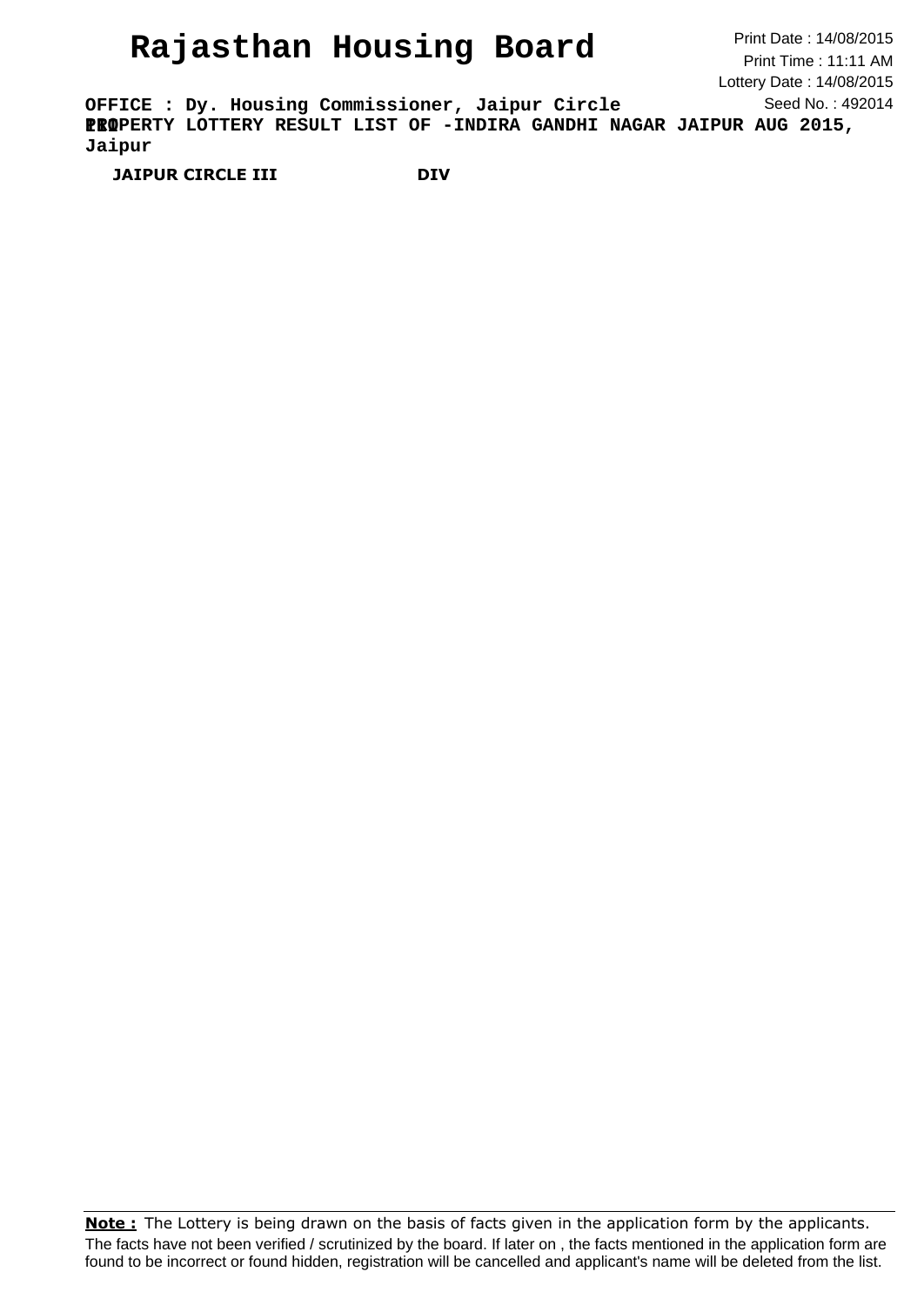# Rajasthan Housing Board

Print Date : 14/08/2015
Print Time : 11:11 AM
Lottery Date : 14/08/2015
Seed No. : 492014

**OFFICE : Dy. Housing Commissioner, Jaipur Circle III Jaipur**

**PROPERTY LOTTERY RESULT LIST OF -INDIRA GANDHI NAGAR JAIPUR AUG 2015,**

**JAIPUR CIRCLE III DIV**

**Note :** The Lottery is being drawn on the basis of facts given in the application form by the applicants. The facts have not been verified / scrutinized by the board. If later on , the facts mentioned in the application form are found to be incorrect or found hidden, registration will be cancelled and applicant's name will be deleted from the list.